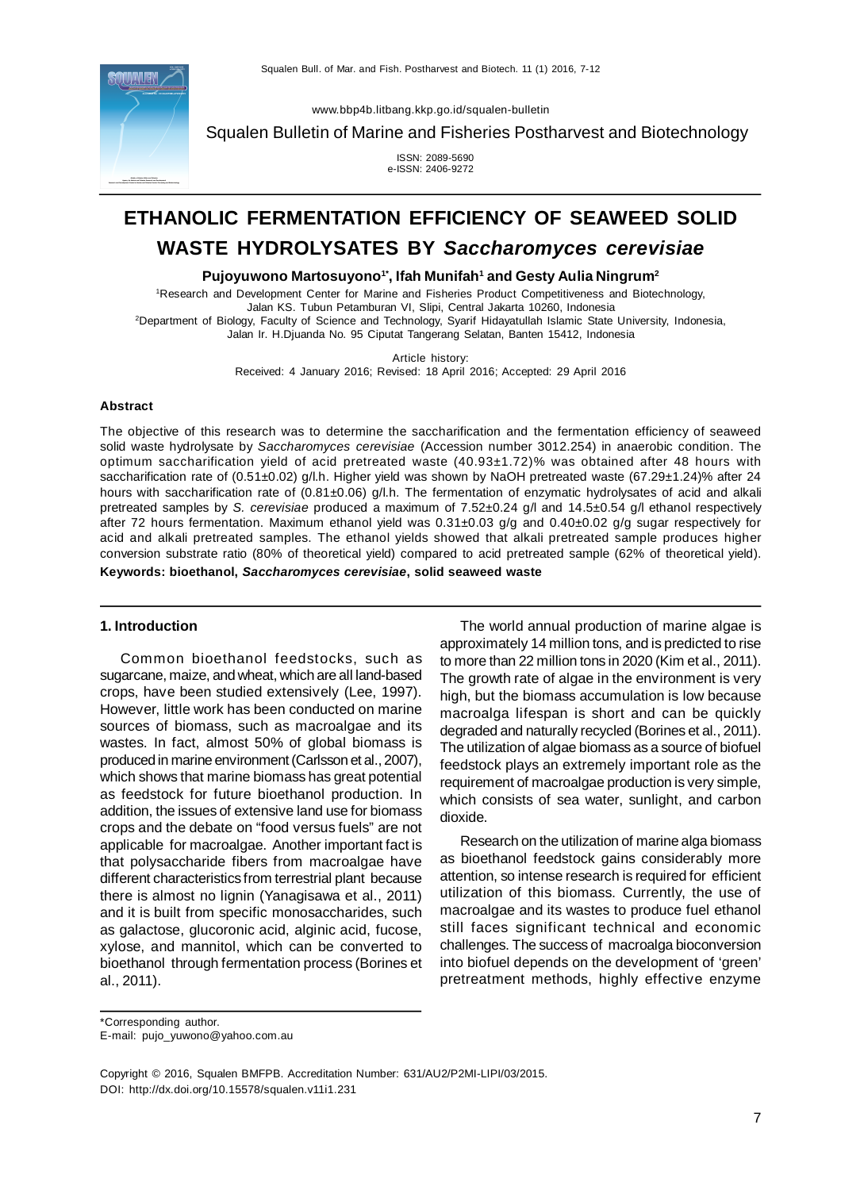Squalen Bulletin of Marine and Fisheries Postharvest and Biotechnology

www.bbp4b.litbang.kkp.go.id/squalen-bulletin

ISSN: 2089-5690
e-ISSN: 2406-9272

# ETHANOLIC FERMENTATION EFFICIENCY OF SEAWEED SOLID WASTE HYDROLYSATES BY *Saccharomyces cerevisiae*

**Pujoyuwono Martosuyono[1*], Ifah Munifah[1] and Gesty Aulia Ningrum[2]**

[1]Research and Development Center for Marine and Fisheries Product Competitiveness and Biotechnology, Jalan KS. Tubun Petamburan VI, Slipi, Central Jakarta 10260, Indonesia
[2]Department of Biology, Faculty of Science and Technology, Syarif Hidayatullah Islamic State University, Indonesia, Jalan Ir. H.Djuanda No. 95 Ciputat Tangerang Selatan, Banten 15412, Indonesia

Article history:
Received: 4 January 2016; Revised: 18 April 2016; Accepted: 29 April 2016

#### Abstract

The objective of this research was to determine the saccharification and the fermentation efficiency of seaweed solid waste hydrolysate by *Saccharomyces cerevisiae* (Accession number 3012.254) in anaerobic condition. The optimum saccharification yield of acid pretreated waste (40.93±1.72)% was obtained after 48 hours with saccharification rate of (0.51±0.02) g/l.h. Higher yield was shown by NaOH pretreated waste (67.29±1.24)% after 24 hours with saccharification rate of (0.81±0.06) g/l.h. The fermentation of enzymatic hydrolysates of acid and alkali pretreated samples by *S. cerevisiae* produced a maximum of 7.52±0.24 g/l and 14.5±0.54 g/l ethanol respectively after 72 hours fermentation. Maximum ethanol yield was 0.31±0.03 g/g and 0.40±0.02 g/g sugar respectively for acid and alkali pretreated samples. The ethanol yields showed that alkali pretreated sample produces higher conversion substrate ratio (80% of theoretical yield) compared to acid pretreated sample (62% of theoretical yield).

**Keywords: bioethanol, *Saccharomyces cerevisiae*, solid seaweed waste**

## 1. Introduction

Common bioethanol feedstocks, such as sugarcane, maize, and wheat, which are all land-based crops, have been studied extensively (Lee, 1997). However, little work has been conducted on marine sources of biomass, such as macroalgae and its wastes. In fact, almost 50% of global biomass is produced in marine environment (Carlsson et al., 2007), which shows that marine biomass has great potential as feedstock for future bioethanol production. In addition, the issues of extensive land use for biomass crops and the debate on "food versus fuels" are not applicable for macroalgae. Another important fact is that polysaccharide fibers from macroalgae have different characteristics from terrestrial plant because there is almost no lignin (Yanagisawa et al., 2011) and it is built from specific monosaccharides, such as galactose, glucoronic acid, alginic acid, fucose, xylose, and mannitol, which can be converted to bioethanol through fermentation process (Borines et al., 2011).

The world annual production of marine algae is approximately 14 million tons, and is predicted to rise to more than 22 million tons in 2020 (Kim et al., 2011). The growth rate of algae in the environment is very high, but the biomass accumulation is low because macroalga lifespan is short and can be quickly degraded and naturally recycled (Borines et al., 2011). The utilization of algae biomass as a source of biofuel feedstock plays an extremely important role as the requirement of macroalgae production is very simple, which consists of sea water, sunlight, and carbon dioxide.

Research on the utilization of marine alga biomass as bioethanol feedstock gains considerably more attention, so intense research is required for efficient utilization of this biomass. Currently, the use of macroalgae and its wastes to produce fuel ethanol still faces significant technical and economic challenges. The success of macroalga bioconversion into biofuel depends on the development of 'green' pretreatment methods, highly effective enzyme

*Corresponding author.
E-mail: pujo_yuwono@yahoo.com.au

Copyright © 2016, Squalen BMFPB. Accreditation Number: 631/AU2/P2MI-LIPI/03/2015.
DOI: http://dx.doi.org/10.15578/squalen.v11i1.231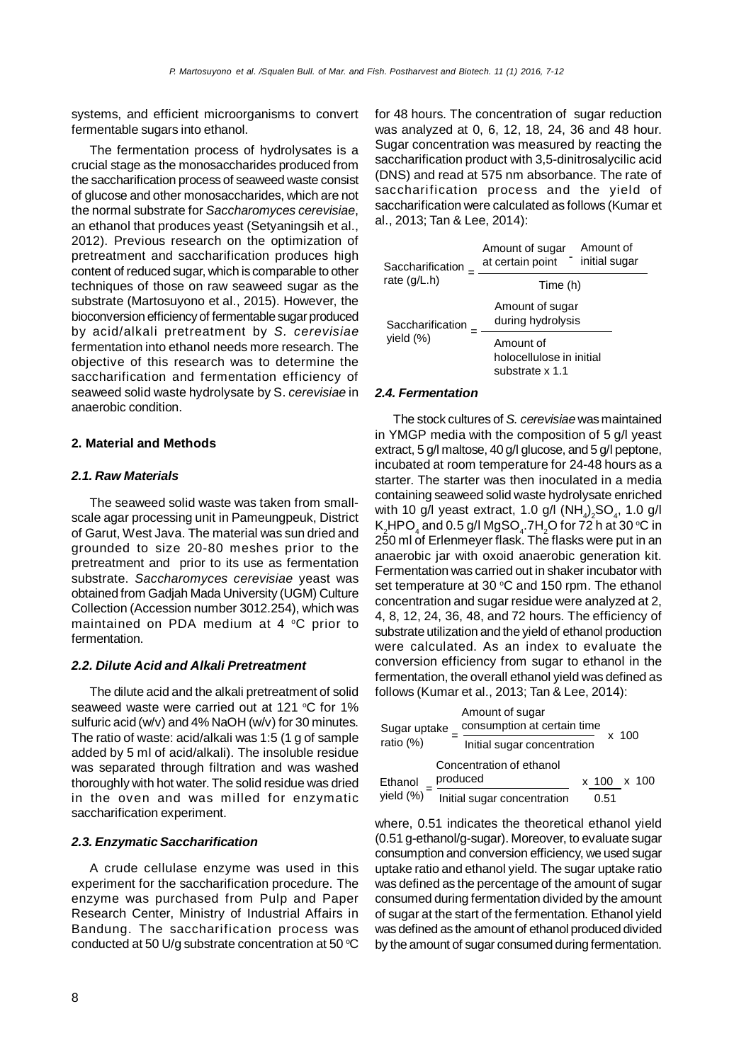systems, and efficient microorganisms to convert fermentable sugars into ethanol.

The fermentation process of hydrolysates is a crucial stage as the monosaccharides produced from the saccharification process of seaweed waste consist of glucose and other monosaccharides, which are not the normal substrate for *Saccharomyces cerevisiae*, an ethanol that produces yeast (Setyaningsih et al., 2012). Previous research on the optimization of pretreatment and saccharification produces high content of reduced sugar, which is comparable to other techniques of those on raw seaweed sugar as the substrate (Martosuyono et al., 2015). However, the bioconversion efficiency of fermentable sugar produced by acid/alkali pretreatment by *S. cerevisiae* fermentation into ethanol needs more research. The objective of this research was to determine the saccharification and fermentation efficiency of seaweed solid waste hydrolysate by S. *cerevisiae* in anaerobic condition.

## 2. Material and Methods

### 2.1. Raw Materials

The seaweed solid waste was taken from small-scale agar processing unit in Pameungpeuk, District of Garut, West Java. The material was sun dried and grounded to size 20-80 meshes prior to the pretreatment and prior to its use as fermentation substrate. *Saccharomyces cerevisiae* yeast was obtained from Gadjah Mada University (UGM) Culture Collection (Accession number 3012.254), which was maintained on PDA medium at 4 $^{o}$C prior to fermentation.

### 2.2. Dilute Acid and Alkali Pretreatment

The dilute acid and the alkali pretreatment of solid seaweed waste were carried out at 121 $^{o}$C for 1% sulfuric acid (w/v) and 4% NaOH (w/v) for 30 minutes. The ratio of waste: acid/alkali was 1:5 (1 g of sample added by 5 ml of acid/alkali). The insoluble residue was separated through filtration and was washed thoroughly with hot water. The solid residue was dried in the oven and was milled for enzymatic saccharification experiment.

### 2.3. Enzymatic Saccharification

A crude cellulase enzyme was used in this experiment for the saccharification procedure. The enzyme was purchased from Pulp and Paper Research Center, Ministry of Industrial Affairs in Bandung. The saccharification process was conducted at 50 U/g substrate concentration at 50 $^{o}$C for 48 hours. The concentration of sugar reduction was analyzed at 0, 6, 12, 18, 24, 36 and 48 hour. Sugar concentration was measured by reacting the saccharification product with 3,5-dinitrosalycilic acid (DNS) and read at 575 nm absorbance. The rate of saccharification process and the yield of saccharification were calculated as follows (Kumar et al., 2013; Tan & Lee, 2014):

$$\text{Saccharification rate (g/L.h)} = \frac{\text{Amount of sugar at certain point} - \text{Amount of initial sugar}}{\text{Time (h)}}$$

$$\text{Saccharification yield (\%)} = \frac{\text{Amount of sugar during hydrolysis}}{\text{Amount of holocellulose in initial substrate} \times 1.1}$$

### 2.4. Fermentation

The stock cultures of *S. cerevisiae* was maintained in YMGP media with the composition of 5 g/l yeast extract, 5 g/l maltose, 40 g/l glucose, and 5 g/l peptone, incubated at room temperature for 24-48 hours as a starter. The starter was then inoculated in a media containing seaweed solid waste hydrolysate enriched with 10 g/l yeast extract, 1.0 g/l $(NH_4)_2SO_4$, 1.0 g/l $K_2HPO_4$ and 0.5 g/l $MgSO_4.7H_2O$ for 72 h at 30 $^{o}$C in 250 ml of Erlenmeyer flask. The flasks were put in an anaerobic jar with oxoid anaerobic generation kit. Fermentation was carried out in shaker incubator with set temperature at 30 $^{o}$C and 150 rpm. The ethanol concentration and sugar residue were analyzed at 2, 4, 8, 12, 24, 36, 48, and 72 hours. The efficiency of substrate utilization and the yield of ethanol production were calculated. As an index to evaluate the conversion efficiency from sugar to ethanol in the fermentation, the overall ethanol yield was defined as follows (Kumar et al., 2013; Tan & Lee, 2014):

$$\text{Sugar uptake ratio (\%)} = \frac{\text{Amount of sugar consumption at certain time}}{\text{Initial sugar concentration}} \times 100$$

$$\text{Ethanol yield (\%)} = \frac{\text{Concentration of ethanol produced}}{\text{Initial sugar concentration}} \times \frac{100}{0.51} \times 100$$

where, 0.51 indicates the theoretical ethanol yield (0.51 g-ethanol/g-sugar). Moreover, to evaluate sugar consumption and conversion efficiency, we used sugar uptake ratio and ethanol yield. The sugar uptake ratio was defined as the percentage of the amount of sugar consumed during fermentation divided by the amount of sugar at the start of the fermentation. Ethanol yield was defined as the amount of ethanol produced divided by the amount of sugar consumed during fermentation.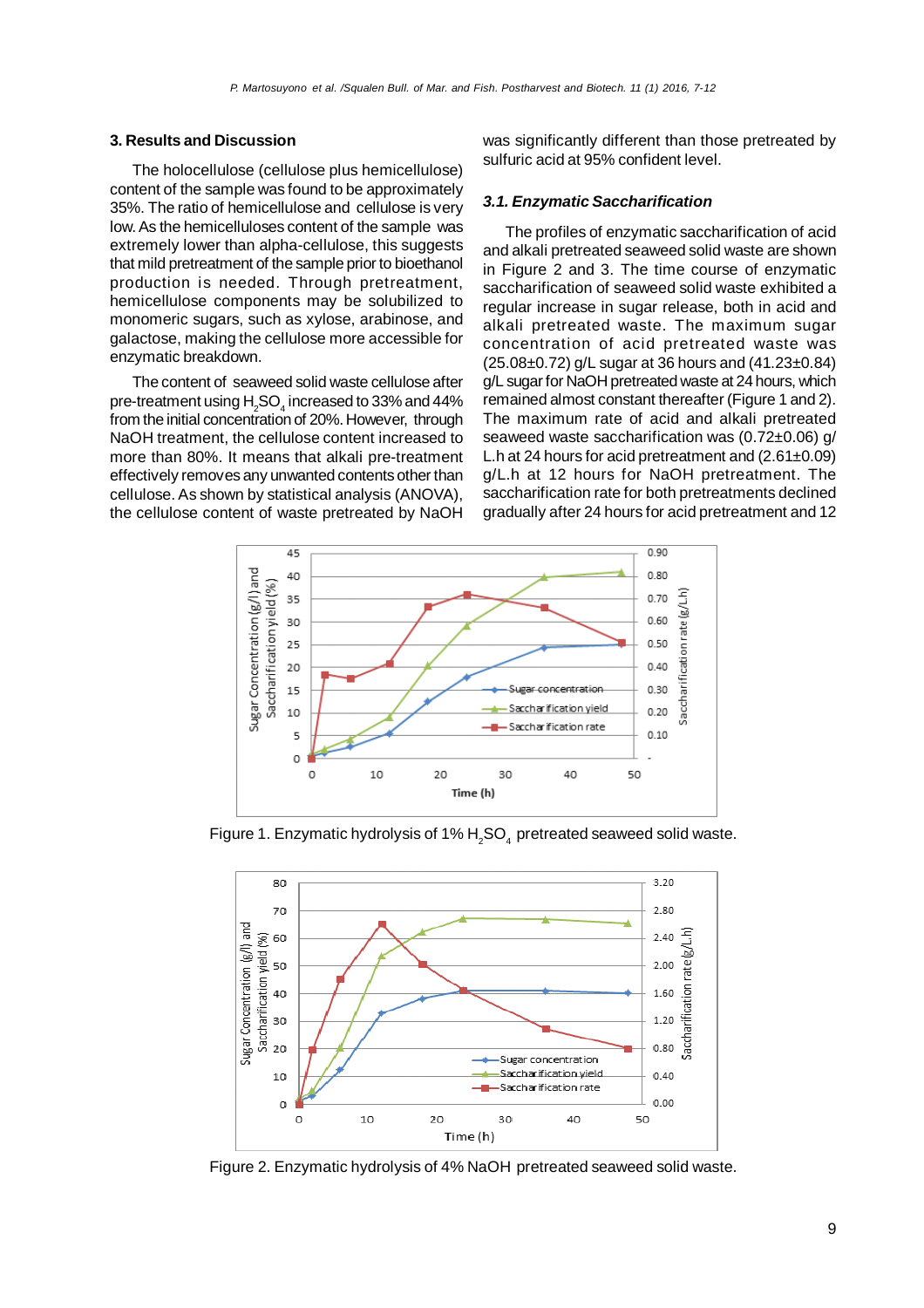## 3. Results and Discussion

The holocellulose (cellulose plus hemicellulose) content of the sample was found to be approximately 35%. The ratio of hemicellulose and cellulose is very low. As the hemicelluloses content of the sample was extremely lower than alpha-cellulose, this suggests that mild pretreatment of the sample prior to bioethanol production is needed. Through pretreatment, hemicellulose components may be solubilized to monomeric sugars, such as xylose, arabinose, and galactose, making the cellulose more accessible for enzymatic breakdown.

The content of seaweed solid waste cellulose after pre-treatment using $H_2SO_4$ increased to 33% and 44% from the initial concentration of 20%. However, through NaOH treatment, the cellulose content increased to more than 80%. It means that alkali pre-treatment effectively removes any unwanted contents other than cellulose. As shown by statistical analysis (ANOVA), the cellulose content of waste pretreated by NaOH was significantly different than those pretreated by sulfuric acid at 95% confident level.

### 3.1. Enzymatic Saccharification

The profiles of enzymatic saccharification of acid and alkali pretreated seaweed solid waste are shown in Figure 2 and 3. The time course of enzymatic saccharification of seaweed solid waste exhibited a regular increase in sugar release, both in acid and alkali pretreated waste. The maximum sugar concentration of acid pretreated waste was (25.08±0.72) g/L sugar at 36 hours and (41.23±0.84) g/L sugar for NaOH pretreated waste at 24 hours, which remained almost constant thereafter (Figure 1 and 2). The maximum rate of acid and alkali pretreated seaweed waste saccharification was (0.72±0.06) g/L.h at 24 hours for acid pretreatment and (2.61±0.09) g/L.h at 12 hours for NaOH pretreatment. The saccharification rate for both pretreatments declined gradually after 24 hours for acid pretreatment and 12

Figure 1. Enzymatic hydrolysis of 1% $H_2SO_4$ pretreated seaweed solid waste.

Figure 2. Enzymatic hydrolysis of 4% NaOH pretreated seaweed solid waste.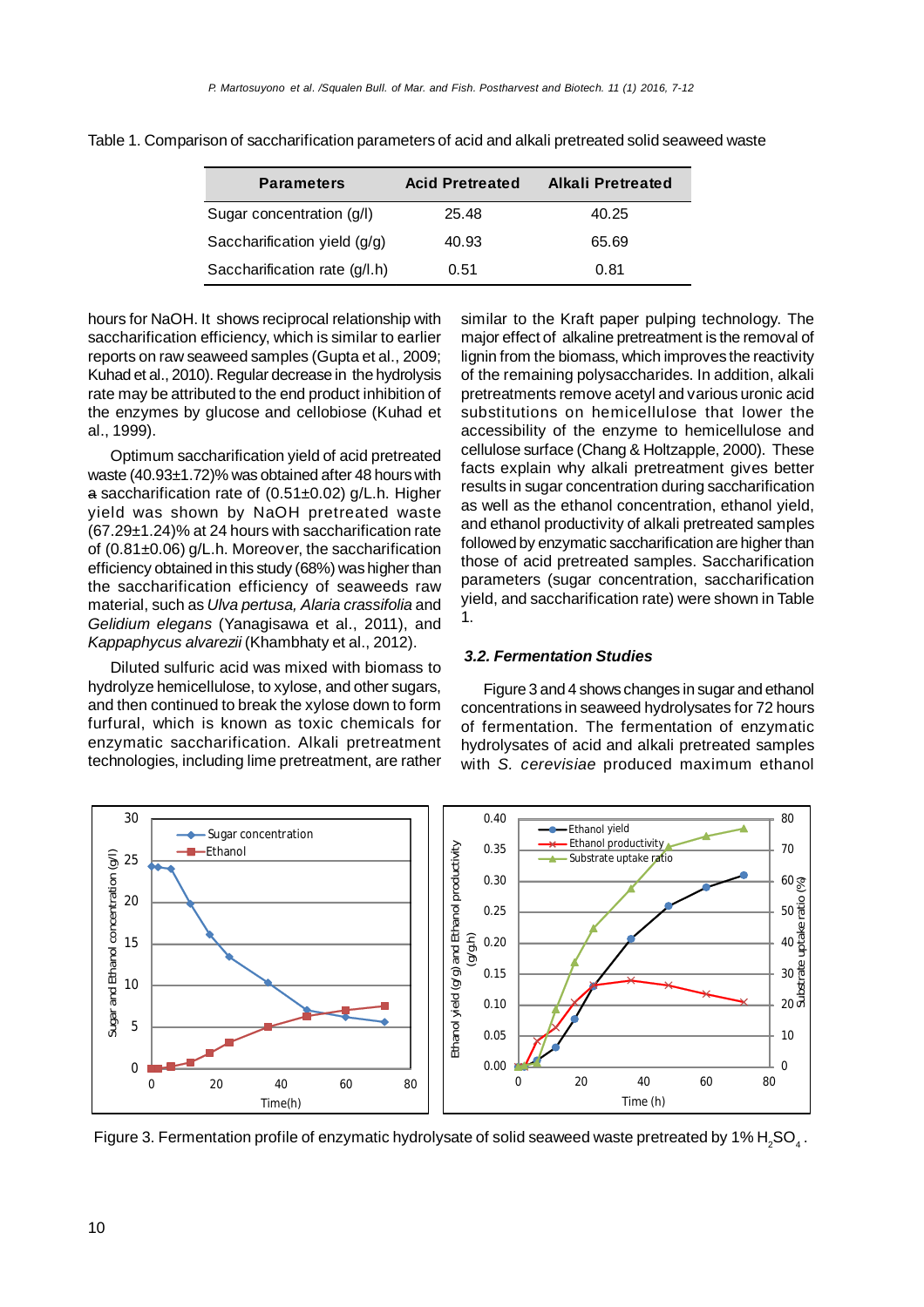Table 1. Comparison of saccharification parameters of acid and alkali pretreated solid seaweed waste

| Parameters | Acid Pretreated | Alkali Pretreated |
|---|---|---|
| Sugar concentration (g/l) | 25.48 | 40.25 |
| Saccharification yield (g/g) | 40.93 | 65.69 |
| Saccharification rate (g/l.h) | 0.51 | 0.81 |

hours for NaOH. It shows reciprocal relationship with saccharification efficiency, which is similar to earlier reports on raw seaweed samples (Gupta et al., 2009; Kuhad et al., 2010). Regular decrease in the hydrolysis rate may be attributed to the end product inhibition of the enzymes by glucose and cellobiose (Kuhad et al., 1999).

Optimum saccharification yield of acid pretreated waste (40.93±1.72)% was obtained after 48 hours with a saccharification rate of (0.51±0.02) g/L.h. Higher yield was shown by NaOH pretreated waste (67.29±1.24)% at 24 hours with saccharification rate of (0.81±0.06) g/L.h. Moreover, the saccharification efficiency obtained in this study (68%) was higher than the saccharification efficiency of seaweeds raw material, such as *Ulva pertusa, Alaria crassifolia* and *Gelidium elegans* (Yanagisawa et al., 2011), and *Kappaphycus alvarezii* (Khambhaty et al., 2012).

Diluted sulfuric acid was mixed with biomass to hydrolyze hemicellulose, to xylose, and other sugars, and then continued to break the xylose down to form furfural, which is known as toxic chemicals for enzymatic saccharification. Alkali pretreatment technologies, including lime pretreatment, are rather similar to the Kraft paper pulping technology. The major effect of alkaline pretreatment is the removal of lignin from the biomass, which improves the reactivity of the remaining polysaccharides. In addition, alkali pretreatments remove acetyl and various uronic acid substitutions on hemicellulose that lower the accessibility of the enzyme to hemicellulose and cellulose surface (Chang & Holtzapple, 2000). These facts explain why alkali pretreatment gives better results in sugar concentration during saccharification as well as the ethanol concentration, ethanol yield, and ethanol productivity of alkali pretreated samples followed by enzymatic saccharification are higher than those of acid pretreated samples. Saccharification parameters (sugar concentration, saccharification yield, and saccharification rate) were shown in Table 1.

### *3.2. Fermentation Studies*

Figure 3 and 4 shows changes in sugar and ethanol concentrations in seaweed hydrolysates for 72 hours of fermentation. The fermentation of enzymatic hydrolysates of acid and alkali pretreated samples with *S. cerevisiae* produced maximum ethanol

Figure 3. Fermentation profile of enzymatic hydrolysate of solid seaweed waste pretreated by 1% $H_2SO_4$.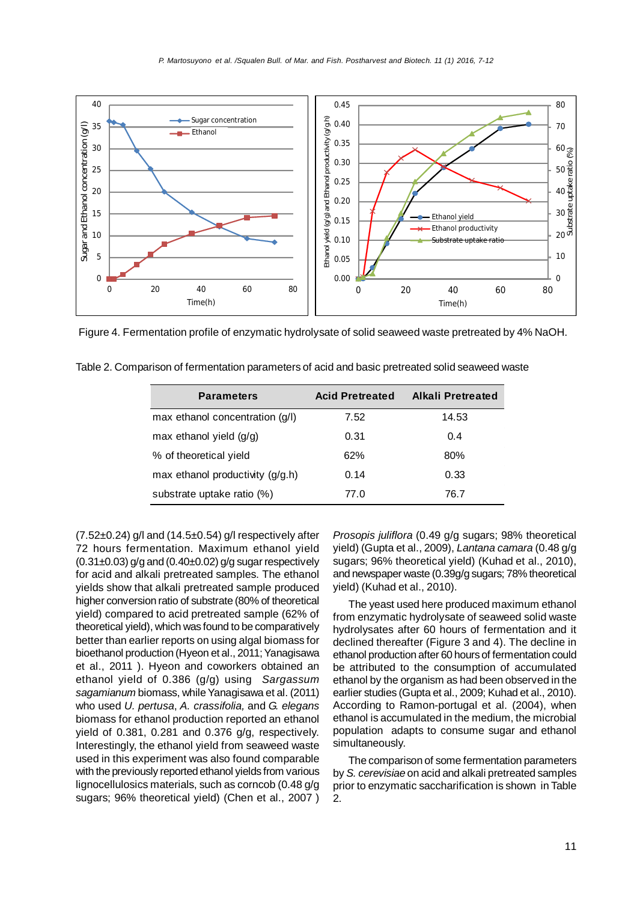Figure 4. Fermentation profile of enzymatic hydrolysate of solid seaweed waste pretreated by 4% NaOH.

Table 2. Comparison of fermentation parameters of acid and basic pretreated solid seaweed waste

| Parameters | Acid Pretreated | Alkali Pretreated |
|---|---|---|
| max ethanol concentration (g/l) | 7.52 | 14.53 |
| max ethanol yield (g/g) | 0.31 | 0.4 |
| % of theoretical yield | 62% | 80% |
| max ethanol productivity (g/g.h) | 0.14 | 0.33 |
| substrate uptake ratio (%) | 77.0 | 76.7 |

(7.52±0.24) g/l and (14.5±0.54) g/l respectively after 72 hours fermentation. Maximum ethanol yield (0.31±0.03) g/g and (0.40±0.02) g/g sugar respectively for acid and alkali pretreated samples. The ethanol yields show that alkali pretreated sample produced higher conversion ratio of substrate (80% of theoretical yield) compared to acid pretreated sample (62% of theoretical yield), which was found to be comparatively better than earlier reports on using algal biomass for bioethanol production (Hyeon et al., 2011; Yanagisawa et al., 2011 ). Hyeon and coworkers obtained an ethanol yield of 0.386 (g/g) using *Sargassum sagamianum* biomass, while Yanagisawa et al. (2011) who used *U. pertusa*, *A. crassifolia,* and *G. elegans* biomass for ethanol production reported an ethanol yield of 0.381, 0.281 and 0.376 g/g, respectively. Interestingly, the ethanol yield from seaweed waste used in this experiment was also found comparable with the previously reported ethanol yields from various lignocellulosics materials, such as corncob (0.48 g/g sugars; 96% theoretical yield) (Chen et al., 2007 ) *Prosopis juliflora* (0.49 g/g sugars; 98% theoretical yield) (Gupta et al., 2009), *Lantana camara* (0.48 g/g sugars; 96% theoretical yield) (Kuhad et al., 2010), and newspaper waste (0.39g/g sugars; 78% theoretical yield) (Kuhad et al., 2010).

The yeast used here produced maximum ethanol from enzymatic hydrolysate of seaweed solid waste hydrolysates after 60 hours of fermentation and it declined thereafter (Figure 3 and 4). The decline in ethanol production after 60 hours of fermentation could be attributed to the consumption of accumulated ethanol by the organism as had been observed in the earlier studies (Gupta et al., 2009; Kuhad et al., 2010). According to Ramon-portugal et al. (2004), when ethanol is accumulated in the medium, the microbial population adapts to consume sugar and ethanol simultaneously.

The comparison of some fermentation parameters by *S. cerevisiae* on acid and alkali pretreated samples prior to enzymatic saccharification is shown in Table 2.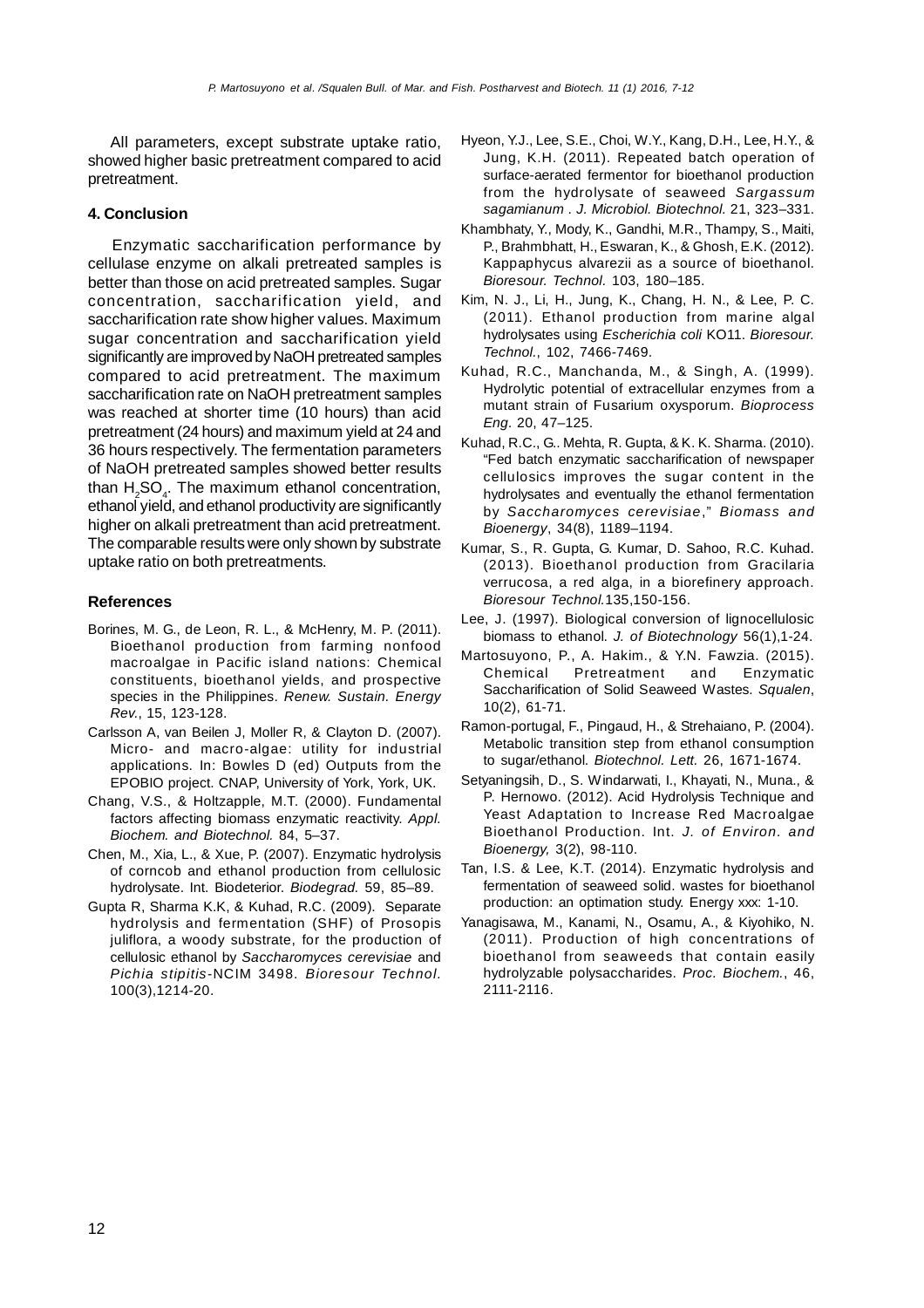All parameters, except substrate uptake ratio, showed higher basic pretreatment compared to acid pretreatment.

## 4. Conclusion

Enzymatic saccharification performance by cellulase enzyme on alkali pretreated samples is better than those on acid pretreated samples. Sugar concentration, saccharification yield, and saccharification rate show higher values. Maximum sugar concentration and saccharification yield significantly are improved by NaOH pretreated samples compared to acid pretreatment. The maximum saccharification rate on NaOH pretreatment samples was reached at shorter time (10 hours) than acid pretreatment (24 hours) and maximum yield at 24 and 36 hours respectively. The fermentation parameters of NaOH pretreated samples showed better results than $H_2SO_4$. The maximum ethanol concentration, ethanol yield, and ethanol productivity are significantly higher on alkali pretreatment than acid pretreatment. The comparable results were only shown by substrate uptake ratio on both pretreatments.

## References

Borines, M. G., de Leon, R. L., & McHenry, M. P. (2011). Bioethanol production from farming nonfood macroalgae in Pacific island nations: Chemical constituents, bioethanol yields, and prospective species in the Philippines. *Renew. Sustain. Energy Rev.*, 15, 123-128.

Carlsson A, van Beilen J, Moller R, & Clayton D. (2007). Micro- and macro-algae: utility for industrial applications. In: Bowles D (ed) Outputs from the EPOBIO project. CNAP, University of York, York, UK.

Chang, V.S., & Holtzapple, M.T. (2000). Fundamental factors affecting biomass enzymatic reactivity. *Appl. Biochem. and Biotechnol.* 84, 5–37.

Chen, M., Xia, L., & Xue, P. (2007). Enzymatic hydrolysis of corncob and ethanol production from cellulosic hydrolysate. Int. Biodeterior. *Biodegrad.* 59, 85–89.

Gupta R, Sharma K.K, & Kuhad, R.C. (2009). Separate hydrolysis and fermentation (SHF) of Prosopis juliflora, a woody substrate, for the production of cellulosic ethanol by *Saccharomyces cerevisiae* and *Pichia stipitis*-NCIM 3498. *Bioresour Technol.* 100(3),1214-20.

Hyeon, Y.J., Lee, S.E., Choi, W.Y., Kang, D.H., Lee, H.Y., & Jung, K.H. (2011). Repeated batch operation of surface-aerated fermentor for bioethanol production from the hydrolysate of seaweed *Sargassum sagamianum* . *J. Microbiol. Biotechnol.* 21, 323–331.

Khambhaty, Y., Mody, K., Gandhi, M.R., Thampy, S., Maiti, P., Brahmbhatt, H., Eswaran, K., & Ghosh, E.K. (2012). Kappaphycus alvarezii as a source of bioethanol. *Bioresour. Technol.* 103, 180–185.

Kim, N. J., Li, H., Jung, K., Chang, H. N., & Lee, P. C. (2011). Ethanol production from marine algal hydrolysates using *Escherichia coli* KO11. *Bioresour. Technol.*, 102, 7466-7469.

Kuhad, R.C., Manchanda, M., & Singh, A. (1999). Hydrolytic potential of extracellular enzymes from a mutant strain of Fusarium oxysporum. *Bioprocess Eng.* 20, 47–125.

Kuhad, R.C., G.. Mehta, R. Gupta, & K. K. Sharma. (2010). "Fed batch enzymatic saccharification of newspaper cellulosics improves the sugar content in the hydrolysates and eventually the ethanol fermentation by *Saccharomyces cerevisiae*," *Biomass and Bioenergy*, 34(8), 1189–1194.

Kumar, S., R. Gupta, G. Kumar, D. Sahoo, R.C. Kuhad. (2013). Bioethanol production from Gracilaria verrucosa, a red alga, in a biorefinery approach. *Bioresour Technol.*135,150-156.

Lee, J. (1997). Biological conversion of lignocellulosic biomass to ethanol. *J. of Biotechnology* 56(1),1-24.

Martosuyono, P., A. Hakim., & Y.N. Fawzia. (2015). Chemical Pretreatment and Enzymatic Saccharification of Solid Seaweed Wastes. *Squalen*, 10(2), 61-71.

Ramon-portugal, F., Pingaud, H., & Strehaiano, P. (2004). Metabolic transition step from ethanol consumption to sugar/ethanol. *Biotechnol. Lett.* 26, 1671-1674.

Setyaningsih, D., S. Windarwati, I., Khayati, N., Muna., & P. Hernowo. (2012). Acid Hydrolysis Technique and Yeast Adaptation to Increase Red Macroalgae Bioethanol Production. Int. *J. of Environ. and Bioenergy,* 3(2), 98-110.

Tan, I.S. & Lee, K.T. (2014). Enzymatic hydrolysis and fermentation of seaweed solid. wastes for bioethanol production: an optimation study. Energy xxx: 1-10.

Yanagisawa, M., Kanami, N., Osamu, A., & Kiyohiko, N. (2011). Production of high concentrations of bioethanol from seaweeds that contain easily hydrolyzable polysaccharides. *Proc. Biochem.*, 46, 2111-2116.